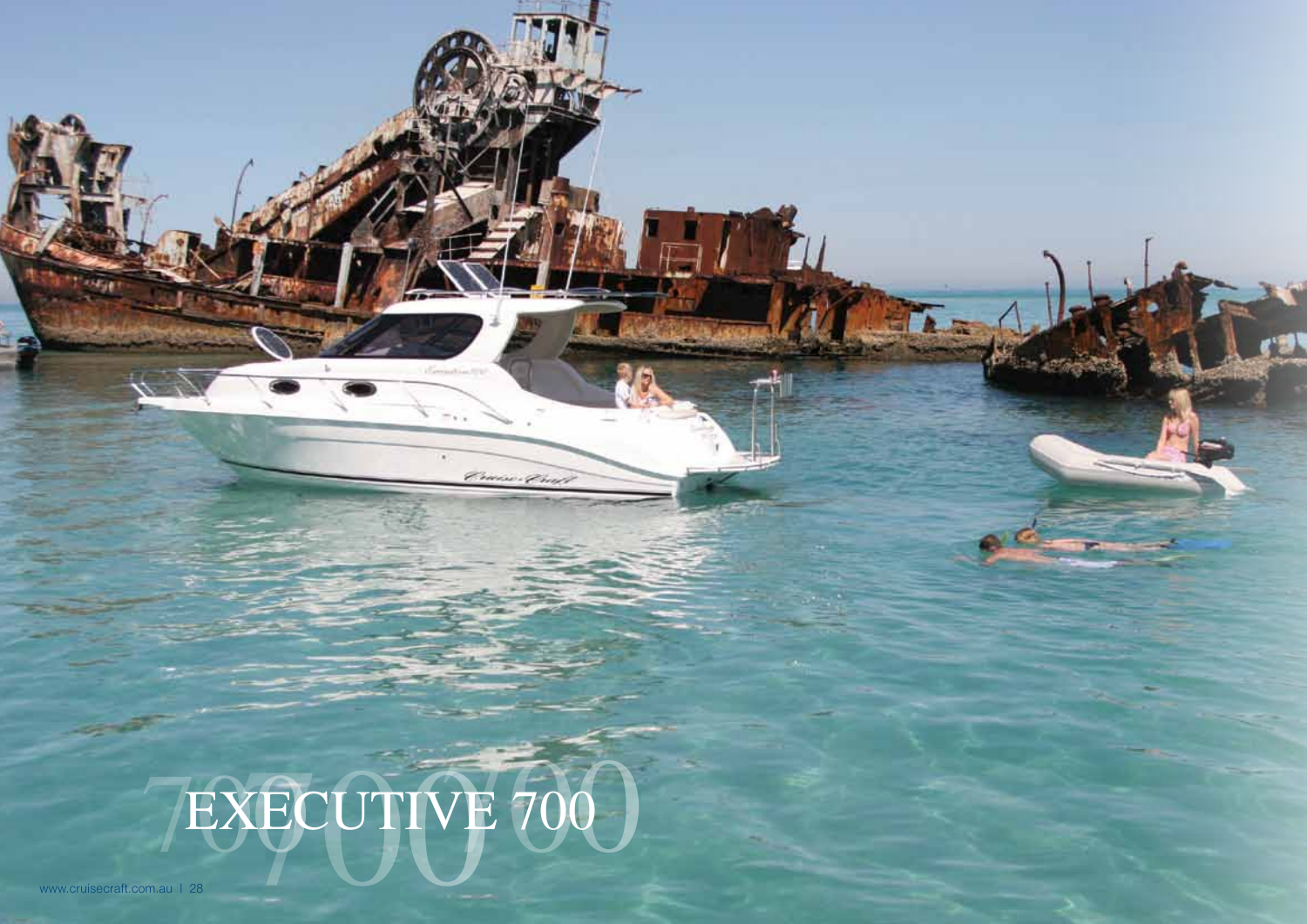# EXECUTIVE 700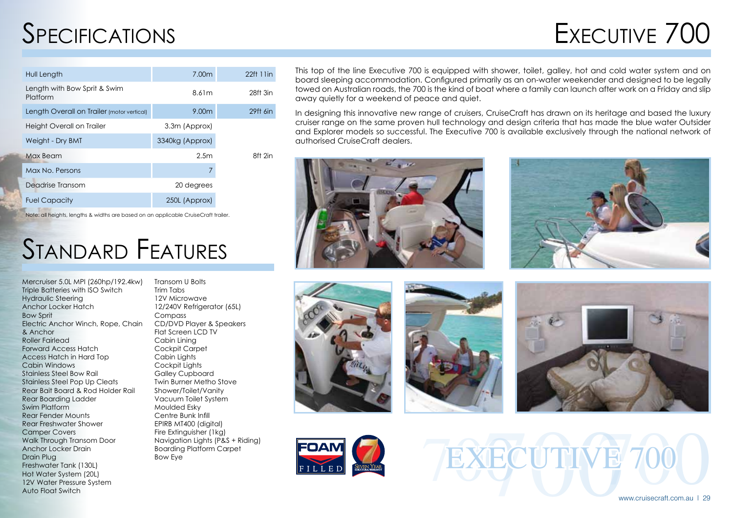# Specifications

| | | |
|---|---|---|
| Hull Length | 7.00m | 22ft 11in |
| Length with Bow Sprit & Swim Platform | 8.61m | 28ft 3in |
| Length Overall on Trailer (motor vertical) | 9.00m | 29ft 6in |
| Height Overall on Trailer | 3.3m (Approx) | |
| Weight - Dry BMT | 3340kg (Approx) | |
| Max Beam | 2.5m | 8ft 2in |
| Max No. Persons | 7 | |
| Deadrise Transom | 20 degrees | |
| Fuel Capacity | 250L (Approx) | |

Note: all heights, lengths & widths are based on an applicable CruiseCraft trailer.

# Standard Features

Mercruiser 5.0L MPI (260hp/192.4kw)
Triple Batteries with ISO Switch
Hydraulic Steering
Anchor Locker Hatch
Bow Sprit
Electric Anchor Winch, Rope, Chain & Anchor
Roller Fairlead
Forward Access Hatch
Access Hatch in Hard Top
Cabin Windows
Stainless Steel Bow Rail
Stainless Steel Pop Up Cleats
Rear Bait Board & Rod Holder Rail
Rear Boarding Ladder
Swim Platform
Rear Fender Mounts
Rear Freshwater Shower
Camper Covers
Walk Through Transom Door
Anchor Locker Drain
Drain Plug
Freshwater Tank (130L)
Hot Water System (20L)
12V Water Pressure System
Auto Float Switch
Transom U Bolts
Trim Tabs
12V Microwave
12/240V Refrigerator (65L)
Compass
CD/DVD Player & Speakers
Flat Screen LCD TV
Cabin Lining
Cockpit Carpet
Cabin Lights
Cockpit Lights
Galley Cupboard
Twin Burner Metho Stove
Shower/Toilet/Vanity
Vacuum Toilet System
Moulded Esky
Centre Bunk Infill
EPIRB MT400 (digital)
Fire Extinguisher (1kg)
Navigation Lights (P&S + Riding)
Boarding Platform Carpet
Bow Eye

# Executive 700

This top of the line Executive 700 is equipped with shower, toilet, galley, hot and cold water system and on board sleeping accommodation. Configured primarily as an on-water weekender and designed to be legally towed on Australian roads, the 700 is the kind of boat where a family can launch after work on a Friday and slip away quietly for a weekend of peace and quiet.

In designing this innovative new range of cruisers, CruiseCraft has drawn on its heritage and based the luxury cruiser range on the same proven hull technology and design criteria that has made the blue water Outsider and Explorer models so successful. The Executive 700 is available exclusively through the national network of authorised CruiseCraft dealers.

FOAM FILLED

SEVEN YEAR STRUCTURAL WARRANTY

EXECUTIVE 700

www.cruisecraft.com.au